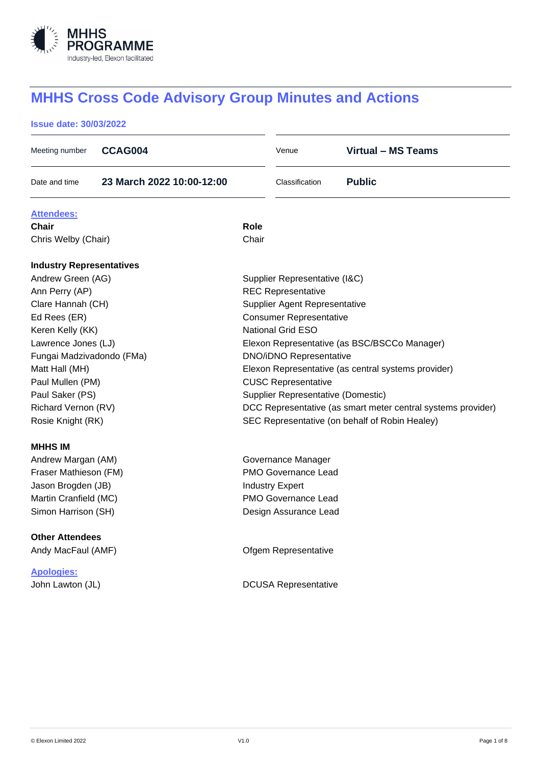# MHHS Cross Code Advisory Group Minutes and Actions

**Issue date: 30/03/2022**

| | | | |
|---|---|---|---|
| Meeting number | **CCAG004** | Venue | **Virtual – MS Teams** |
| Date and time | **23 March 2022 10:00-12:00** | Classification | **Public** |

**Attendees:**

| **Chair** | **Role** |
|---|---|
| Chris Welby (Chair) | Chair |
| **Industry Representatives** | |
| Andrew Green (AG) | Supplier Representative (I&C) |
| Ann Perry (AP) | REC Representative |
| Clare Hannah (CH) | Supplier Agent Representative |
| Ed Rees (ER) | Consumer Representative |
| Keren Kelly (KK) | National Grid ESO |
| Lawrence Jones (LJ) | Elexon Representative (as BSC/BSCCo Manager) |
| Fungai Madzivadondo (FMa) | DNO/iDNO Representative |
| Matt Hall (MH) | Elexon Representative (as central systems provider) |
| Paul Mullen (PM) | CUSC Representative |
| Paul Saker (PS) | Supplier Representative (Domestic) |
| Richard Vernon (RV) | DCC Representative (as smart meter central systems provider) |
| Rosie Knight (RK) | SEC Representative (on behalf of Robin Healey) |
| **MHHS IM** | |
| Andrew Margan (AM) | Governance Manager |
| Fraser Mathieson (FM) | PMO Governance Lead |
| Jason Brogden (JB) | Industry Expert |
| Martin Cranfield (MC) | PMO Governance Lead |
| Simon Harrison (SH) | Design Assurance Lead |
| **Other Attendees** | |
| Andy MacFaul (AMF) | Ofgem Representative |

**Apologies:**

| | |
|---|---|
| John Lawton (JL) | DCUSA Representative |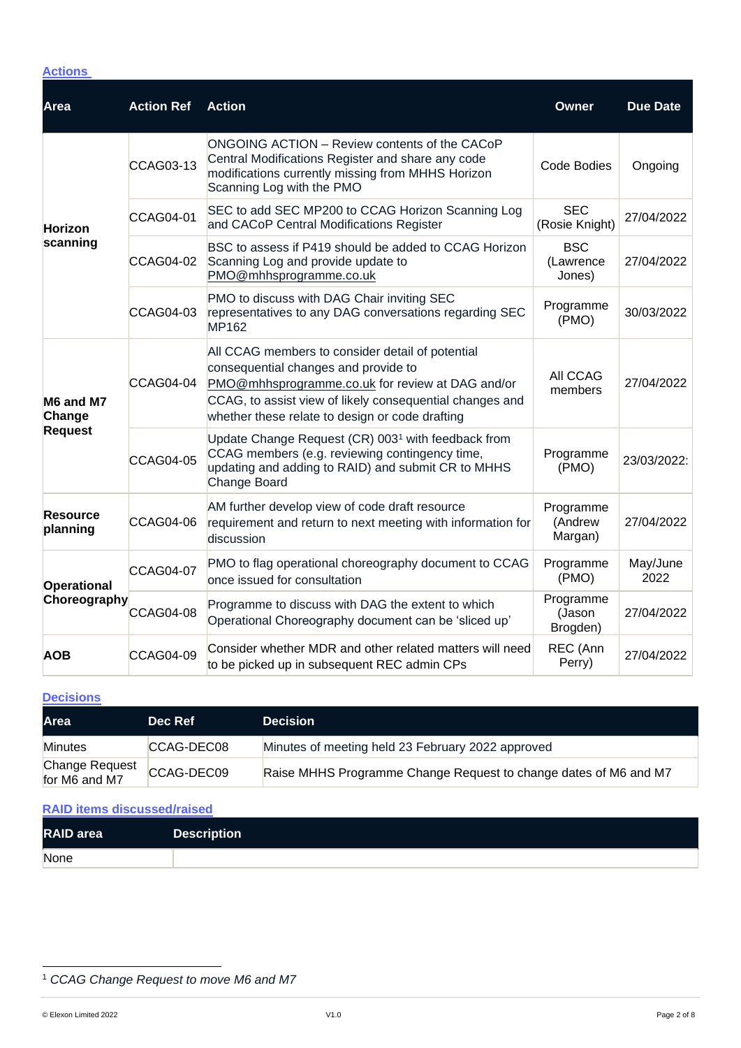## Actions

| Area | Action Ref | Action | Owner | Due Date |
|---|---|---|---|---|
| **Horizon scanning** | CCAG03-13 | ONGOING ACTION – Review contents of the CACoP Central Modifications Register and share any code modifications currently missing from MHHS Horizon Scanning Log with the PMO | Code Bodies | Ongoing |
| | CCAG04-01 | SEC to add SEC MP200 to CCAG Horizon Scanning Log and CACoP Central Modifications Register | SEC (Rosie Knight) | 27/04/2022 |
| | CCAG04-02 | BSC to assess if P419 should be added to CCAG Horizon Scanning Log and provide update to PMO@mhhsprogramme.co.uk | BSC (Lawrence Jones) | 27/04/2022 |
| | CCAG04-03 | PMO to discuss with DAG Chair inviting SEC representatives to any DAG conversations regarding SEC MP162 | Programme (PMO) | 30/03/2022 |
| **M6 and M7 Change Request** | CCAG04-04 | All CCAG members to consider detail of potential consequential changes and provide to PMO@mhhsprogramme.co.uk for review at DAG and/or CCAG, to assist view of likely consequential changes and whether these relate to design or code drafting | All CCAG members | 27/04/2022 |
| | CCAG04-05 | Update Change Request (CR) 003[1] with feedback from CCAG members (e.g. reviewing contingency time, updating and adding to RAID) and submit CR to MHHS Change Board | Programme (PMO) | 23/03/2022: |
| **Resource planning** | CCAG04-06 | AM further develop view of code draft resource requirement and return to next meeting with information for discussion | Programme (Andrew Margan) | 27/04/2022 |
| **Operational Choreography** | CCAG04-07 | PMO to flag operational choreography document to CCAG once issued for consultation | Programme (PMO) | May/June 2022 |
| | CCAG04-08 | Programme to discuss with DAG the extent to which Operational Choreography document can be 'sliced up' | Programme (Jason Brogden) | 27/04/2022 |
| **AOB** | CCAG04-09 | Consider whether MDR and other related matters will need to be picked up in subsequent REC admin CPs | REC (Ann Perry) | 27/04/2022 |

## Decisions

| Area | Dec Ref | Decision |
|---|---|---|
| Minutes | CCAG-DEC08 | Minutes of meeting held 23 February 2022 approved |
| Change Request for M6 and M7 | CCAG-DEC09 | Raise MHHS Programme Change Request to change dates of M6 and M7 |

## RAID items discussed/raised

| RAID area | Description |
|---|---|
| None | |

[1] *CCAG Change Request to move M6 and M7*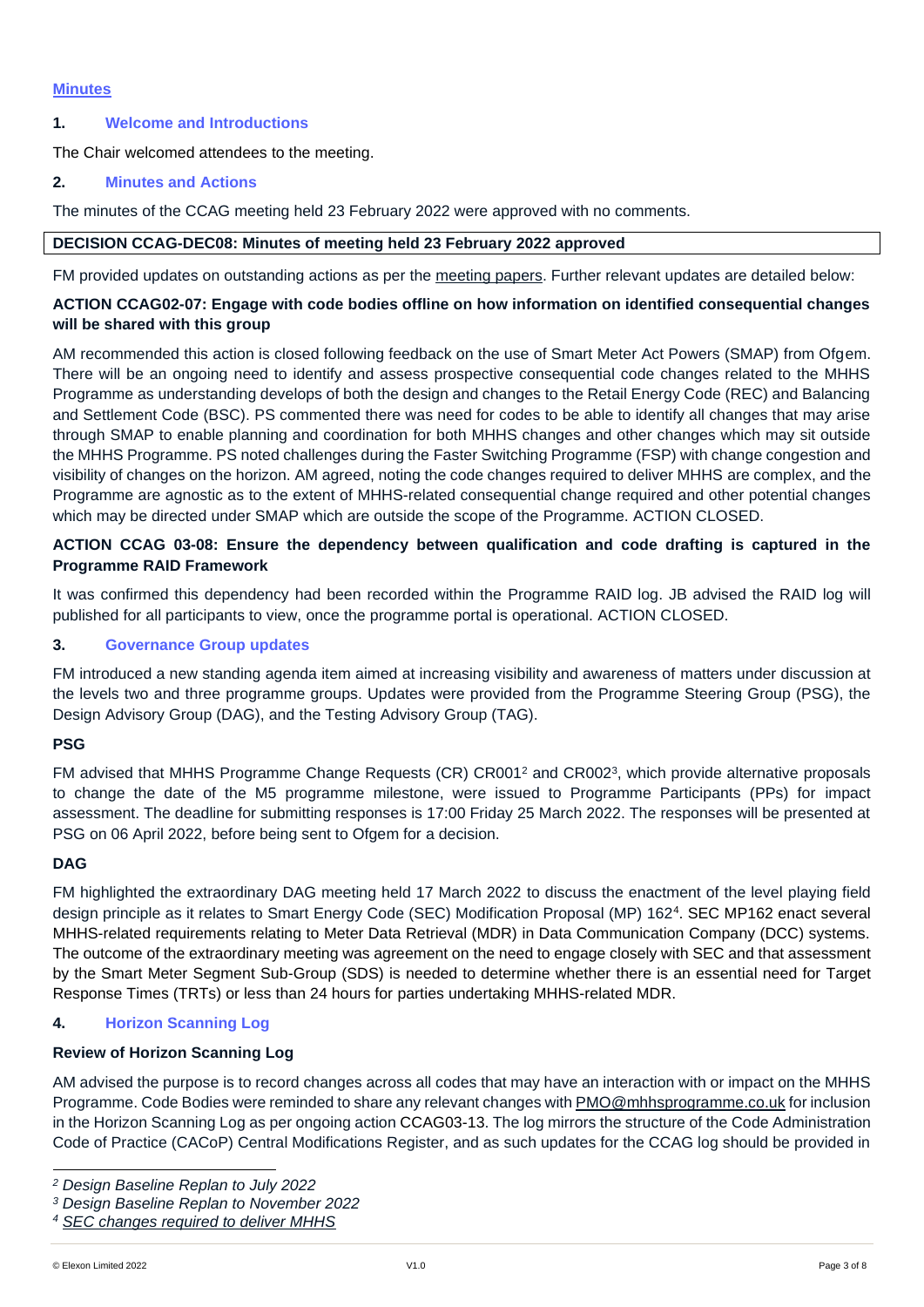## Minutes

### 1. Welcome and Introductions

The Chair welcomed attendees to the meeting.

### 2. Minutes and Actions

The minutes of the CCAG meeting held 23 February 2022 were approved with no comments.

| **DECISION CCAG-DEC08: Minutes of meeting held 23 February 2022 approved** |
| --- |

FM provided updates on outstanding actions as per the meeting papers. Further relevant updates are detailed below:

**ACTION CCAG02-07: Engage with code bodies offline on how information on identified consequential changes will be shared with this group**

AM recommended this action is closed following feedback on the use of Smart Meter Act Powers (SMAP) from Ofgem. There will be an ongoing need to identify and assess prospective consequential code changes related to the MHHS Programme as understanding develops of both the design and changes to the Retail Energy Code (REC) and Balancing and Settlement Code (BSC). PS commented there was need for codes to be able to identify all changes that may arise through SMAP to enable planning and coordination for both MHHS changes and other changes which may sit outside the MHHS Programme. PS noted challenges during the Faster Switching Programme (FSP) with change congestion and visibility of changes on the horizon. AM agreed, noting the code changes required to deliver MHHS are complex, and the Programme are agnostic as to the extent of MHHS-related consequential change required and other potential changes which may be directed under SMAP which are outside the scope of the Programme. ACTION CLOSED.

**ACTION CCAG 03-08: Ensure the dependency between qualification and code drafting is captured in the Programme RAID Framework**

It was confirmed this dependency had been recorded within the Programme RAID log. JB advised the RAID log will published for all participants to view, once the programme portal is operational. ACTION CLOSED.

### 3. Governance Group updates

FM introduced a new standing agenda item aimed at increasing visibility and awareness of matters under discussion at the levels two and three programme groups. Updates were provided from the Programme Steering Group (PSG), the Design Advisory Group (DAG), and the Testing Advisory Group (TAG).

**PSG**

FM advised that MHHS Programme Change Requests (CR) CR001[2] and CR002[3], which provide alternative proposals to change the date of the M5 programme milestone, were issued to Programme Participants (PPs) for impact assessment. The deadline for submitting responses is 17:00 Friday 25 March 2022. The responses will be presented at PSG on 06 April 2022, before being sent to Ofgem for a decision.

**DAG**

FM highlighted the extraordinary DAG meeting held 17 March 2022 to discuss the enactment of the level playing field design principle as it relates to Smart Energy Code (SEC) Modification Proposal (MP) 162[4]. SEC MP162 enact several MHHS-related requirements relating to Meter Data Retrieval (MDR) in Data Communication Company (DCC) systems. The outcome of the extraordinary meeting was agreement on the need to engage closely with SEC and that assessment by the Smart Meter Segment Sub-Group (SDS) is needed to determine whether there is an essential need for Target Response Times (TRTs) or less than 24 hours for parties undertaking MHHS-related MDR.

### 4. Horizon Scanning Log

**Review of Horizon Scanning Log**

AM advised the purpose is to record changes across all codes that may have an interaction with or impact on the MHHS Programme. Code Bodies were reminded to share any relevant changes with PMO@mhhsprogramme.co.uk for inclusion in the Horizon Scanning Log as per ongoing action CCAG03-13. The log mirrors the structure of the Code Administration Code of Practice (CACoP) Central Modifications Register, and as such updates for the CCAG log should be provided in

---

[2] *Design Baseline Replan to July 2022*

[3] *Design Baseline Replan to November 2022*

[4] *SEC changes required to deliver MHHS*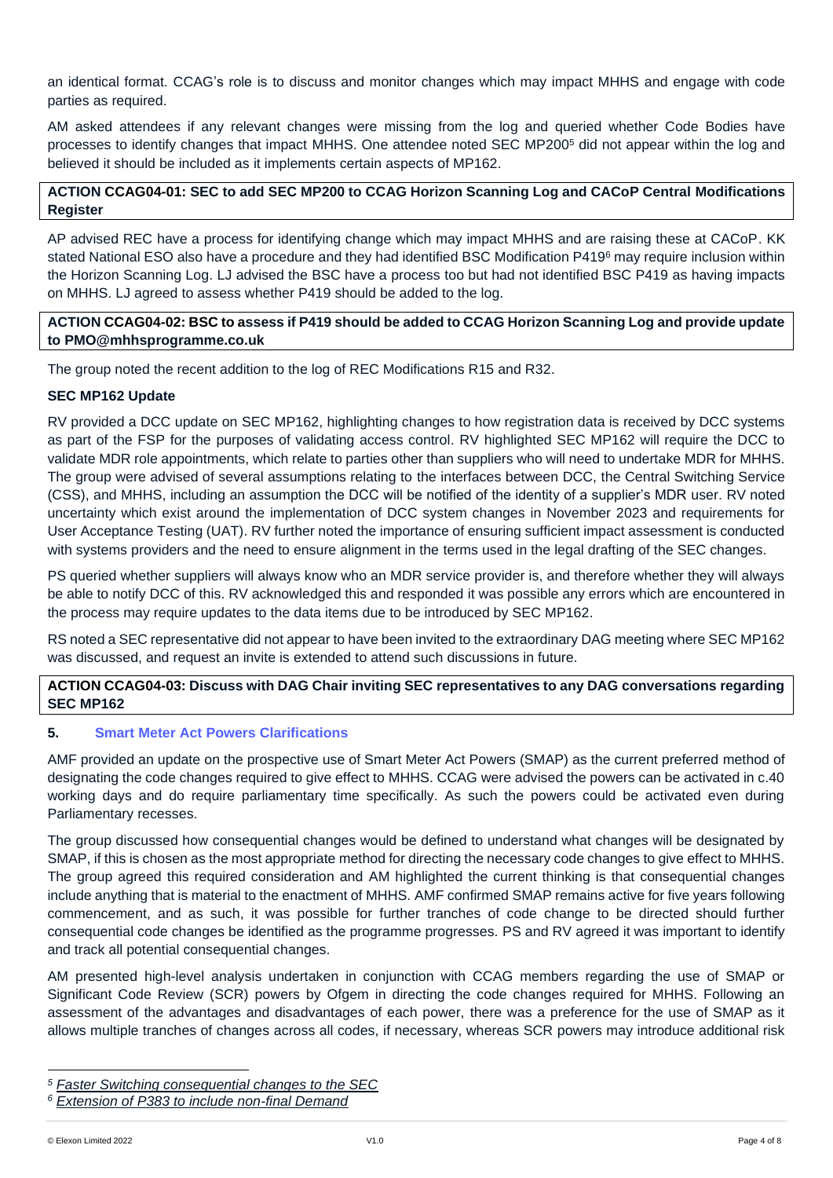an identical format. CCAG's role is to discuss and monitor changes which may impact MHHS and engage with code parties as required.

AM asked attendees if any relevant changes were missing from the log and queried whether Code Bodies have processes to identify changes that impact MHHS. One attendee noted SEC MP200[5] did not appear within the log and believed it should be included as it implements certain aspects of MP162.

**ACTION CCAG04-01: SEC to add SEC MP200 to CCAG Horizon Scanning Log and CACoP Central Modifications Register**

AP advised REC have a process for identifying change which may impact MHHS and are raising these at CACoP. KK stated National ESO also have a procedure and they had identified BSC Modification P419[6] may require inclusion within the Horizon Scanning Log. LJ advised the BSC have a process too but had not identified BSC P419 as having impacts on MHHS. LJ agreed to assess whether P419 should be added to the log.

**ACTION CCAG04-02: BSC to assess if P419 should be added to CCAG Horizon Scanning Log and provide update to PMO@mhhsprogramme.co.uk**

The group noted the recent addition to the log of REC Modifications R15 and R32.

**SEC MP162 Update**

RV provided a DCC update on SEC MP162, highlighting changes to how registration data is received by DCC systems as part of the FSP for the purposes of validating access control. RV highlighted SEC MP162 will require the DCC to validate MDR role appointments, which relate to parties other than suppliers who will need to undertake MDR for MHHS. The group were advised of several assumptions relating to the interfaces between DCC, the Central Switching Service (CSS), and MHHS, including an assumption the DCC will be notified of the identity of a supplier's MDR user. RV noted uncertainty which exist around the implementation of DCC system changes in November 2023 and requirements for User Acceptance Testing (UAT). RV further noted the importance of ensuring sufficient impact assessment is conducted with systems providers and the need to ensure alignment in the terms used in the legal drafting of the SEC changes.

PS queried whether suppliers will always know who an MDR service provider is, and therefore whether they will always be able to notify DCC of this. RV acknowledged this and responded it was possible any errors which are encountered in the process may require updates to the data items due to be introduced by SEC MP162.

RS noted a SEC representative did not appear to have been invited to the extraordinary DAG meeting where SEC MP162 was discussed, and request an invite is extended to attend such discussions in future.

**ACTION CCAG04-03: Discuss with DAG Chair inviting SEC representatives to any DAG conversations regarding SEC MP162**

## 5. Smart Meter Act Powers Clarifications

AMF provided an update on the prospective use of Smart Meter Act Powers (SMAP) as the current preferred method of designating the code changes required to give effect to MHHS. CCAG were advised the powers can be activated in c.40 working days and do require parliamentary time specifically. As such the powers could be activated even during Parliamentary recesses.

The group discussed how consequential changes would be defined to understand what changes will be designated by SMAP, if this is chosen as the most appropriate method for directing the necessary code changes to give effect to MHHS. The group agreed this required consideration and AM highlighted the current thinking is that consequential changes include anything that is material to the enactment of MHHS. AMF confirmed SMAP remains active for five years following commencement, and as such, it was possible for further tranches of code change to be directed should further consequential code changes be identified as the programme progresses. PS and RV agreed it was important to identify and track all potential consequential changes.

AM presented high-level analysis undertaken in conjunction with CCAG members regarding the use of SMAP or Significant Code Review (SCR) powers by Ofgem in directing the code changes required for MHHS. Following an assessment of the advantages and disadvantages of each power, there was a preference for the use of SMAP as it allows multiple tranches of changes across all codes, if necessary, whereas SCR powers may introduce additional risk

---

[5] *Faster Switching consequential changes to the SEC*

[6] *Extension of P383 to include non-final Demand*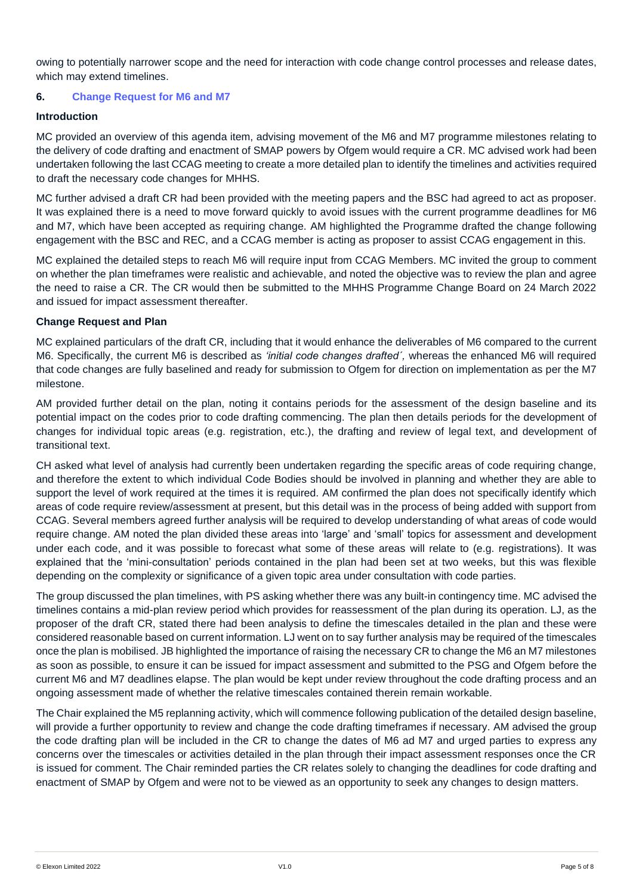owing to potentially narrower scope and the need for interaction with code change control processes and release dates, which may extend timelines.

## 6. Change Request for M6 and M7

### Introduction

MC provided an overview of this agenda item, advising movement of the M6 and M7 programme milestones relating to the delivery of code drafting and enactment of SMAP powers by Ofgem would require a CR. MC advised work had been undertaken following the last CCAG meeting to create a more detailed plan to identify the timelines and activities required to draft the necessary code changes for MHHS.

MC further advised a draft CR had been provided with the meeting papers and the BSC had agreed to act as proposer. It was explained there is a need to move forward quickly to avoid issues with the current programme deadlines for M6 and M7, which have been accepted as requiring change. AM highlighted the Programme drafted the change following engagement with the BSC and REC, and a CCAG member is acting as proposer to assist CCAG engagement in this.

MC explained the detailed steps to reach M6 will require input from CCAG Members. MC invited the group to comment on whether the plan timeframes were realistic and achievable, and noted the objective was to review the plan and agree the need to raise a CR. The CR would then be submitted to the MHHS Programme Change Board on 24 March 2022 and issued for impact assessment thereafter.

### Change Request and Plan

MC explained particulars of the draft CR, including that it would enhance the deliverables of M6 compared to the current M6. Specifically, the current M6 is described as *'initial code changes drafted´*, whereas the enhanced M6 will required that code changes are fully baselined and ready for submission to Ofgem for direction on implementation as per the M7 milestone.

AM provided further detail on the plan, noting it contains periods for the assessment of the design baseline and its potential impact on the codes prior to code drafting commencing. The plan then details periods for the development of changes for individual topic areas (e.g. registration, etc.), the drafting and review of legal text, and development of transitional text.

CH asked what level of analysis had currently been undertaken regarding the specific areas of code requiring change, and therefore the extent to which individual Code Bodies should be involved in planning and whether they are able to support the level of work required at the times it is required. AM confirmed the plan does not specifically identify which areas of code require review/assessment at present, but this detail was in the process of being added with support from CCAG. Several members agreed further analysis will be required to develop understanding of what areas of code would require change. AM noted the plan divided these areas into 'large' and 'small' topics for assessment and development under each code, and it was possible to forecast what some of these areas will relate to (e.g. registrations). It was explained that the 'mini-consultation' periods contained in the plan had been set at two weeks, but this was flexible depending on the complexity or significance of a given topic area under consultation with code parties.

The group discussed the plan timelines, with PS asking whether there was any built-in contingency time. MC advised the timelines contains a mid-plan review period which provides for reassessment of the plan during its operation. LJ, as the proposer of the draft CR, stated there had been analysis to define the timescales detailed in the plan and these were considered reasonable based on current information. LJ went on to say further analysis may be required of the timescales once the plan is mobilised. JB highlighted the importance of raising the necessary CR to change the M6 an M7 milestones as soon as possible, to ensure it can be issued for impact assessment and submitted to the PSG and Ofgem before the current M6 and M7 deadlines elapse. The plan would be kept under review throughout the code drafting process and an ongoing assessment made of whether the relative timescales contained therein remain workable.

The Chair explained the M5 replanning activity, which will commence following publication of the detailed design baseline, will provide a further opportunity to review and change the code drafting timeframes if necessary. AM advised the group the code drafting plan will be included in the CR to change the dates of M6 ad M7 and urged parties to express any concerns over the timescales or activities detailed in the plan through their impact assessment responses once the CR is issued for comment. The Chair reminded parties the CR relates solely to changing the deadlines for code drafting and enactment of SMAP by Ofgem and were not to be viewed as an opportunity to seek any changes to design matters.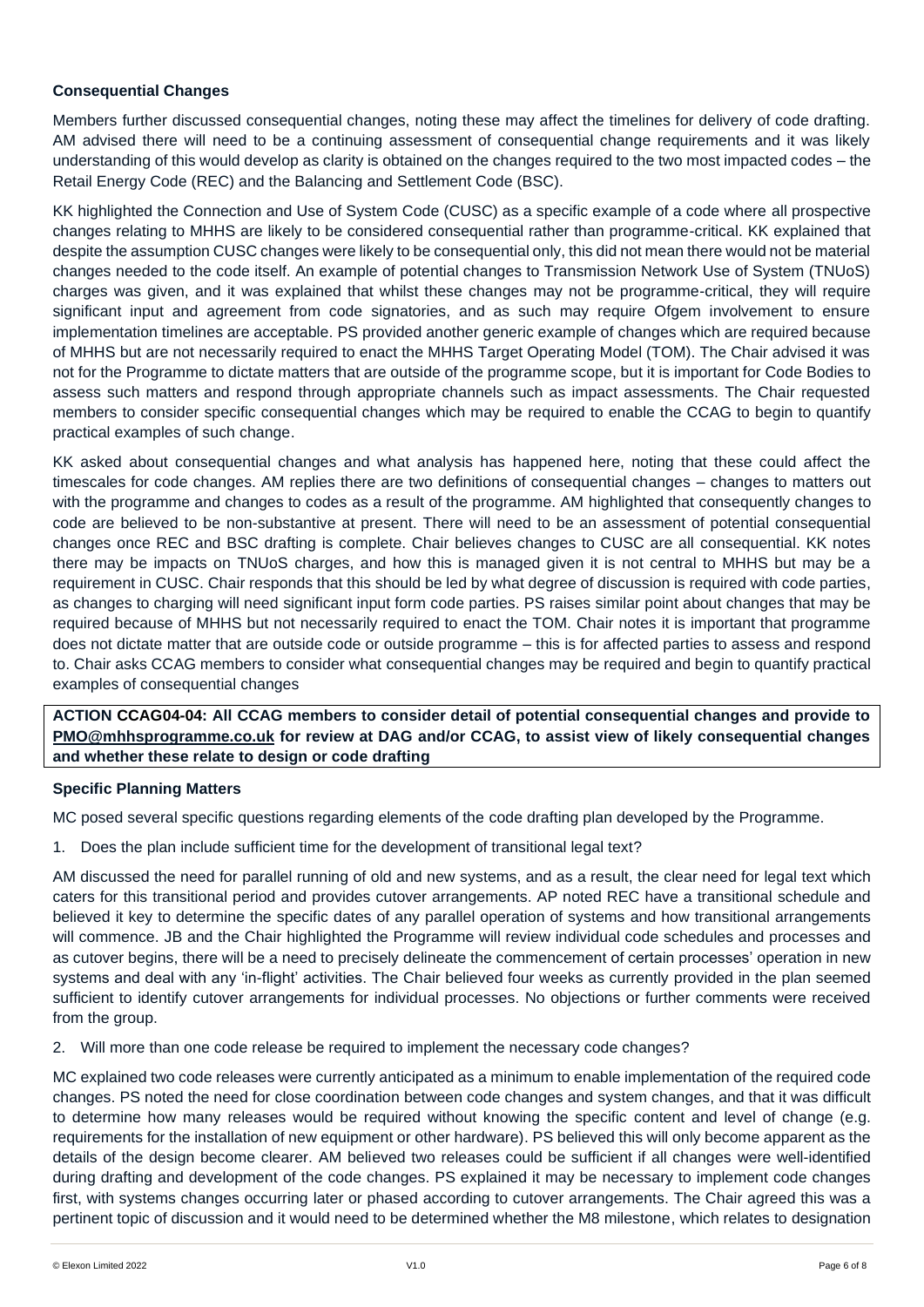**Consequential Changes**

Members further discussed consequential changes, noting these may affect the timelines for delivery of code drafting. AM advised there will need to be a continuing assessment of consequential change requirements and it was likely understanding of this would develop as clarity is obtained on the changes required to the two most impacted codes – the Retail Energy Code (REC) and the Balancing and Settlement Code (BSC).

KK highlighted the Connection and Use of System Code (CUSC) as a specific example of a code where all prospective changes relating to MHHS are likely to be considered consequential rather than programme-critical. KK explained that despite the assumption CUSC changes were likely to be consequential only, this did not mean there would not be material changes needed to the code itself. An example of potential changes to Transmission Network Use of System (TNUoS) charges was given, and it was explained that whilst these changes may not be programme-critical, they will require significant input and agreement from code signatories, and as such may require Ofgem involvement to ensure implementation timelines are acceptable. PS provided another generic example of changes which are required because of MHHS but are not necessarily required to enact the MHHS Target Operating Model (TOM). The Chair advised it was not for the Programme to dictate matters that are outside of the programme scope, but it is important for Code Bodies to assess such matters and respond through appropriate channels such as impact assessments. The Chair requested members to consider specific consequential changes which may be required to enable the CCAG to begin to quantify practical examples of such change.

KK asked about consequential changes and what analysis has happened here, noting that these could affect the timescales for code changes. AM replies there are two definitions of consequential changes – changes to matters out with the programme and changes to codes as a result of the programme. AM highlighted that consequently changes to code are believed to be non-substantive at present. There will need to be an assessment of potential consequential changes once REC and BSC drafting is complete. Chair believes changes to CUSC are all consequential. KK notes there may be impacts on TNUoS charges, and how this is managed given it is not central to MHHS but may be a requirement in CUSC. Chair responds that this should be led by what degree of discussion is required with code parties, as changes to charging will need significant input form code parties. PS raises similar point about changes that may be required because of MHHS but not necessarily required to enact the TOM. Chair notes it is important that programme does not dictate matter that are outside code or outside programme – this is for affected parties to assess and respond to. Chair asks CCAG members to consider what consequential changes may be required and begin to quantify practical examples of consequential changes

**ACTION CCAG04-04: All CCAG members to consider detail of potential consequential changes and provide to PMO@mhhsprogramme.co.uk for review at DAG and/or CCAG, to assist view of likely consequential changes and whether these relate to design or code drafting**

**Specific Planning Matters**

MC posed several specific questions regarding elements of the code drafting plan developed by the Programme.

1. Does the plan include sufficient time for the development of transitional legal text?

AM discussed the need for parallel running of old and new systems, and as a result, the clear need for legal text which caters for this transitional period and provides cutover arrangements. AP noted REC have a transitional schedule and believed it key to determine the specific dates of any parallel operation of systems and how transitional arrangements will commence. JB and the Chair highlighted the Programme will review individual code schedules and processes and as cutover begins, there will be a need to precisely delineate the commencement of certain processes' operation in new systems and deal with any 'in-flight' activities. The Chair believed four weeks as currently provided in the plan seemed sufficient to identify cutover arrangements for individual processes. No objections or further comments were received from the group.

2. Will more than one code release be required to implement the necessary code changes?

MC explained two code releases were currently anticipated as a minimum to enable implementation of the required code changes. PS noted the need for close coordination between code changes and system changes, and that it was difficult to determine how many releases would be required without knowing the specific content and level of change (e.g. requirements for the installation of new equipment or other hardware). PS believed this will only become apparent as the details of the design become clearer. AM believed two releases could be sufficient if all changes were well-identified during drafting and development of the code changes. PS explained it may be necessary to implement code changes first, with systems changes occurring later or phased according to cutover arrangements. The Chair agreed this was a pertinent topic of discussion and it would need to be determined whether the M8 milestone, which relates to designation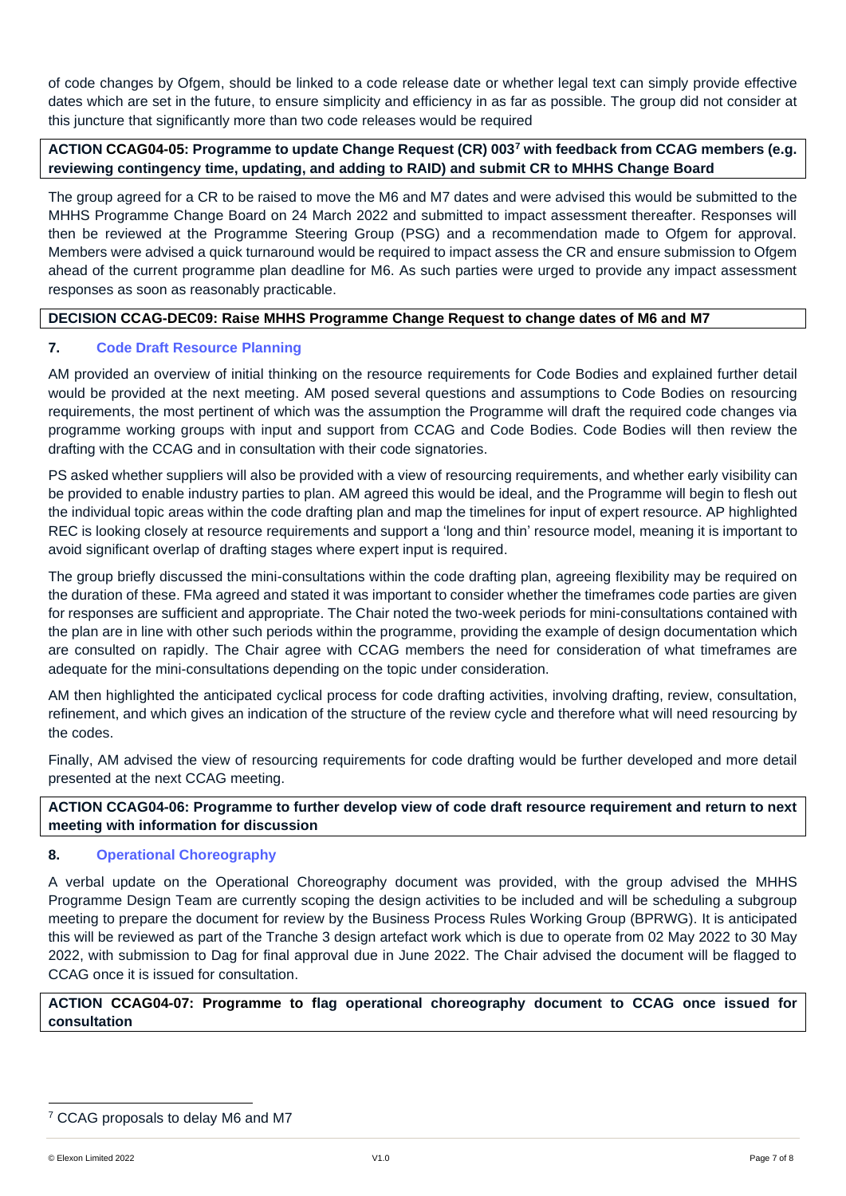of code changes by Ofgem, should be linked to a code release date or whether legal text can simply provide effective dates which are set in the future, to ensure simplicity and efficiency in as far as possible. The group did not consider at this juncture that significantly more than two code releases would be required

**ACTION CCAG04-05: Programme to update Change Request (CR) 003[7] with feedback from CCAG members (e.g. reviewing contingency time, updating, and adding to RAID) and submit CR to MHHS Change Board**

The group agreed for a CR to be raised to move the M6 and M7 dates and were advised this would be submitted to the MHHS Programme Change Board on 24 March 2022 and submitted to impact assessment thereafter. Responses will then be reviewed at the Programme Steering Group (PSG) and a recommendation made to Ofgem for approval. Members were advised a quick turnaround would be required to impact assess the CR and ensure submission to Ofgem ahead of the current programme plan deadline for M6. As such parties were urged to provide any impact assessment responses as soon as reasonably practicable.

**DECISION CCAG-DEC09: Raise MHHS Programme Change Request to change dates of M6 and M7**

## 7. Code Draft Resource Planning

AM provided an overview of initial thinking on the resource requirements for Code Bodies and explained further detail would be provided at the next meeting. AM posed several questions and assumptions to Code Bodies on resourcing requirements, the most pertinent of which was the assumption the Programme will draft the required code changes via programme working groups with input and support from CCAG and Code Bodies. Code Bodies will then review the drafting with the CCAG and in consultation with their code signatories.

PS asked whether suppliers will also be provided with a view of resourcing requirements, and whether early visibility can be provided to enable industry parties to plan. AM agreed this would be ideal, and the Programme will begin to flesh out the individual topic areas within the code drafting plan and map the timelines for input of expert resource. AP highlighted REC is looking closely at resource requirements and support a 'long and thin' resource model, meaning it is important to avoid significant overlap of drafting stages where expert input is required.

The group briefly discussed the mini-consultations within the code drafting plan, agreeing flexibility may be required on the duration of these. FMa agreed and stated it was important to consider whether the timeframes code parties are given for responses are sufficient and appropriate. The Chair noted the two-week periods for mini-consultations contained with the plan are in line with other such periods within the programme, providing the example of design documentation which are consulted on rapidly. The Chair agree with CCAG members the need for consideration of what timeframes are adequate for the mini-consultations depending on the topic under consideration.

AM then highlighted the anticipated cyclical process for code drafting activities, involving drafting, review, consultation, refinement, and which gives an indication of the structure of the review cycle and therefore what will need resourcing by the codes.

Finally, AM advised the view of resourcing requirements for code drafting would be further developed and more detail presented at the next CCAG meeting.

**ACTION CCAG04-06: Programme to further develop view of code draft resource requirement and return to next meeting with information for discussion**

## 8. Operational Choreography

A verbal update on the Operational Choreography document was provided, with the group advised the MHHS Programme Design Team are currently scoping the design activities to be included and will be scheduling a subgroup meeting to prepare the document for review by the Business Process Rules Working Group (BPRWG). It is anticipated this will be reviewed as part of the Tranche 3 design artefact work which is due to operate from 02 May 2022 to 30 May 2022, with submission to Dag for final approval due in June 2022. The Chair advised the document will be flagged to CCAG once it is issued for consultation.

**ACTION CCAG04-07: Programme to flag operational choreography document to CCAG once issued for consultation**

---

[7] CCAG proposals to delay M6 and M7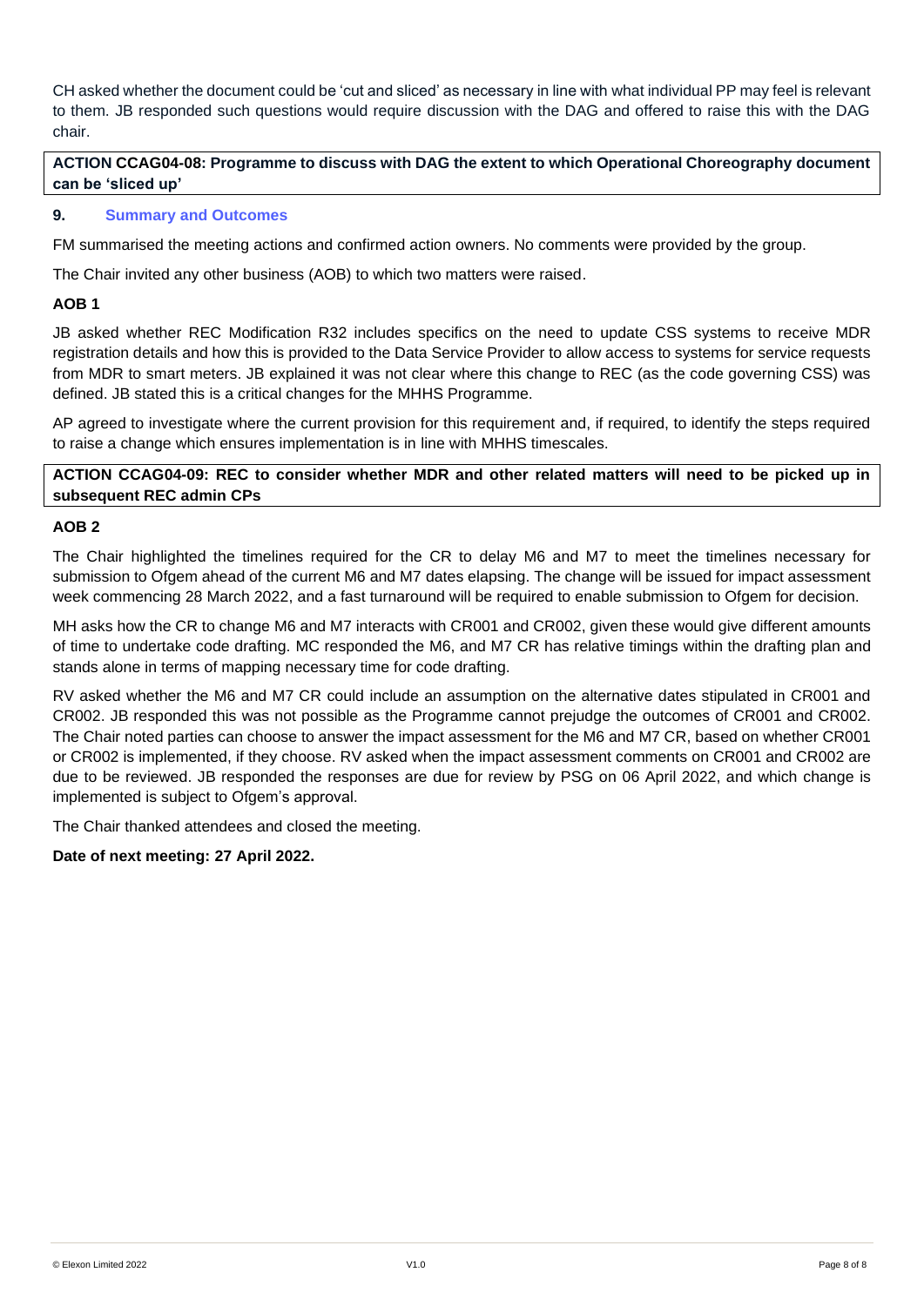CH asked whether the document could be 'cut and sliced' as necessary in line with what individual PP may feel is relevant to them. JB responded such questions would require discussion with the DAG and offered to raise this with the DAG chair.

**ACTION CCAG04-08: Programme to discuss with DAG the extent to which Operational Choreography document can be 'sliced up'**

## 9. Summary and Outcomes

FM summarised the meeting actions and confirmed action owners. No comments were provided by the group.

The Chair invited any other business (AOB) to which two matters were raised.

### AOB 1

JB asked whether REC Modification R32 includes specifics on the need to update CSS systems to receive MDR registration details and how this is provided to the Data Service Provider to allow access to systems for service requests from MDR to smart meters. JB explained it was not clear where this change to REC (as the code governing CSS) was defined. JB stated this is a critical changes for the MHHS Programme.

AP agreed to investigate where the current provision for this requirement and, if required, to identify the steps required to raise a change which ensures implementation is in line with MHHS timescales.

**ACTION CCAG04-09: REC to consider whether MDR and other related matters will need to be picked up in subsequent REC admin CPs**

### AOB 2

The Chair highlighted the timelines required for the CR to delay M6 and M7 to meet the timelines necessary for submission to Ofgem ahead of the current M6 and M7 dates elapsing. The change will be issued for impact assessment week commencing 28 March 2022, and a fast turnaround will be required to enable submission to Ofgem for decision.

MH asks how the CR to change M6 and M7 interacts with CR001 and CR002, given these would give different amounts of time to undertake code drafting. MC responded the M6, and M7 CR has relative timings within the drafting plan and stands alone in terms of mapping necessary time for code drafting.

RV asked whether the M6 and M7 CR could include an assumption on the alternative dates stipulated in CR001 and CR002. JB responded this was not possible as the Programme cannot prejudge the outcomes of CR001 and CR002. The Chair noted parties can choose to answer the impact assessment for the M6 and M7 CR, based on whether CR001 or CR002 is implemented, if they choose. RV asked when the impact assessment comments on CR001 and CR002 are due to be reviewed. JB responded the responses are due for review by PSG on 06 April 2022, and which change is implemented is subject to Ofgem's approval.

The Chair thanked attendees and closed the meeting.

**Date of next meeting: 27 April 2022.**